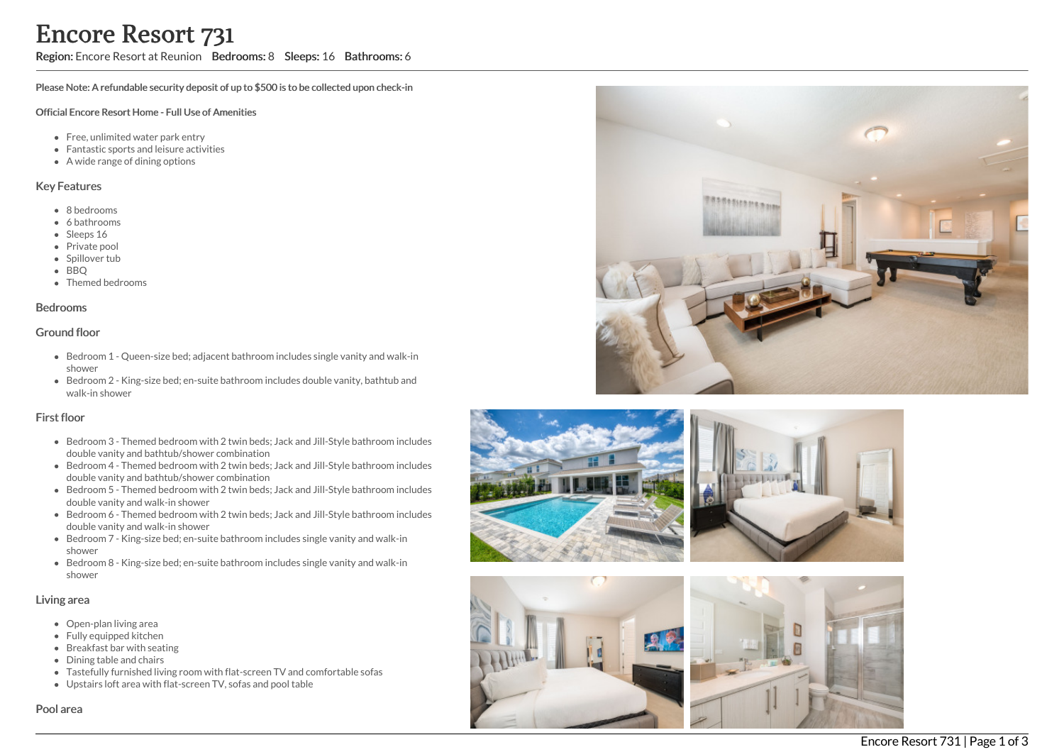# Encore Resort 731

**Region:** Encore Resort at Reunion **Bedrooms:** 8 **Sleeps:** 16 **Bathrooms:** 6

**Please Note: A refundable security deposit of up to $500 is to be collected upon check-in**

**Official Encore Resort Home - Full Use of Amenities**

- Free, unlimited water park entry
- Fantastic sports and leisure activities
- A wide range of dining options

## Key Features

- 8 bedrooms
- 6 bathrooms
- Sleeps 16
- Private pool
- Spillover tub
- BBQ
- Themed bedrooms

## Bedrooms

### Ground floor

- Bedroom 1 - Queen-size bed; adjacent bathroom includes single vanity and walk-in shower
- Bedroom 2 - King-size bed; en-suite bathroom includes double vanity, bathtub and walk-in shower

### First floor

- Bedroom 3 - Themed bedroom with 2 twin beds; Jack and Jill-Style bathroom includes double vanity and bathtub/shower combination
- Bedroom 4 - Themed bedroom with 2 twin beds; Jack and Jill-Style bathroom includes double vanity and bathtub/shower combination
- Bedroom 5 - Themed bedroom with 2 twin beds; Jack and Jill-Style bathroom includes double vanity and walk-in shower
- Bedroom 6 - Themed bedroom with 2 twin beds; Jack and Jill-Style bathroom includes double vanity and walk-in shower
- Bedroom 7 - King-size bed; en-suite bathroom includes single vanity and walk-in shower
- Bedroom 8 - King-size bed; en-suite bathroom includes single vanity and walk-in shower

## Living area

- Open-plan living area
- Fully equipped kitchen
- Breakfast bar with seating
- Dining table and chairs
- Tastefully furnished living room with flat-screen TV and comfortable sofas
- Upstairs loft area with flat-screen TV, sofas and pool table

## Pool area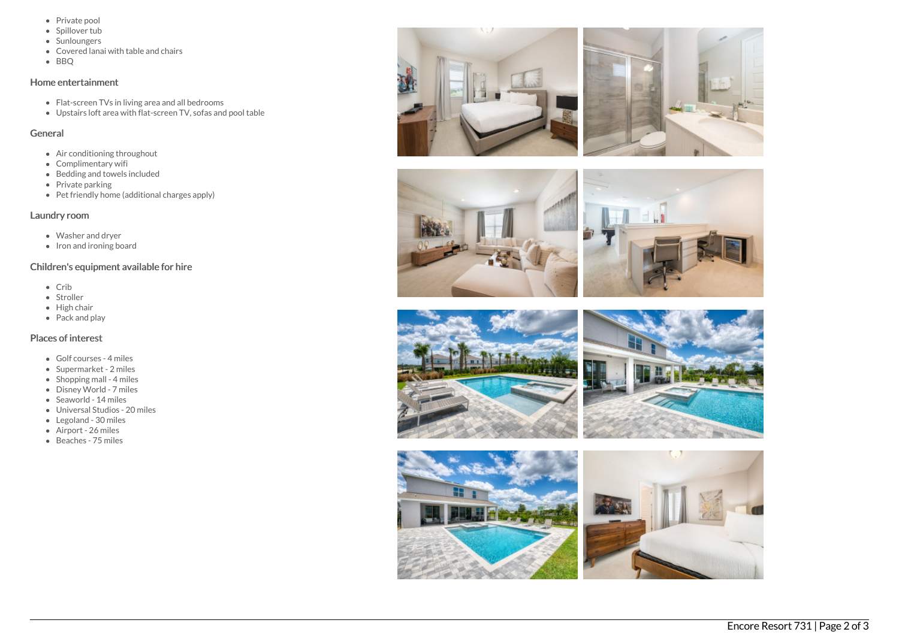- Private pool
- Spillover tub
- Sunloungers
- Covered lanai with table and chairs
- BBQ

## Home entertainment

- Flat-screen TVs in living area and all bedrooms
- Upstairs loft area with flat-screen TV, sofas and pool table

## General

- Air conditioning throughout
- Complimentary wifi
- Bedding and towels included
- Private parking
- Pet friendly home (additional charges apply)

## Laundry room

- Washer and dryer
- Iron and ironing board

## Children's equipment available for hire

- Crib
- Stroller
- High chair
- Pack and play

## Places of interest

- Golf courses - 4 miles
- Supermarket - 2 miles
- Shopping mall - 4 miles
- Disney World - 7 miles
- Seaworld - 14 miles
- Universal Studios - 20 miles
- Legoland - 30 miles
- Airport - 26 miles
- Beaches - 75 miles